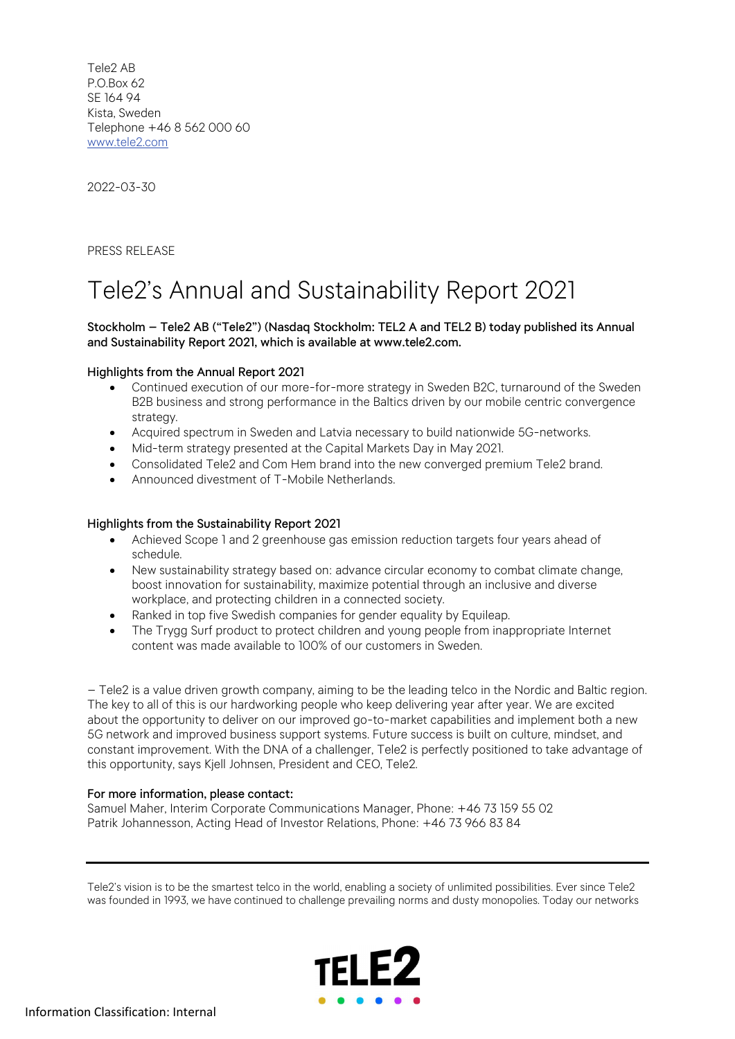Tele2 AB
P.O.Box 62
SE 164 94
Kista, Sweden
Telephone +46 8 562 000 60
www.tele2.com

2022-03-30

PRESS RELEASE

# Tele2's Annual and Sustainability Report 2021

**Stockholm – Tele2 AB ("Tele2") (Nasdaq Stockholm: TEL2 A and TEL2 B) today published its Annual and Sustainability Report 2021, which is available at www.tele2.com.**

**Highlights from the Annual Report 2021**

- Continued execution of our more-for-more strategy in Sweden B2C, turnaround of the Sweden B2B business and strong performance in the Baltics driven by our mobile centric convergence strategy.
- Acquired spectrum in Sweden and Latvia necessary to build nationwide 5G-networks.
- Mid-term strategy presented at the Capital Markets Day in May 2021.
- Consolidated Tele2 and Com Hem brand into the new converged premium Tele2 brand.
- Announced divestment of T-Mobile Netherlands.

**Highlights from the Sustainability Report 2021**

- Achieved Scope 1 and 2 greenhouse gas emission reduction targets four years ahead of schedule.
- New sustainability strategy based on: advance circular economy to combat climate change, boost innovation for sustainability, maximize potential through an inclusive and diverse workplace, and protecting children in a connected society.
- Ranked in top five Swedish companies for gender equality by Equileap.
- The Trygg Surf product to protect children and young people from inappropriate Internet content was made available to 100% of our customers in Sweden.

– Tele2 is a value driven growth company, aiming to be the leading telco in the Nordic and Baltic region. The key to all of this is our hardworking people who keep delivering year after year. We are excited about the opportunity to deliver on our improved go-to-market capabilities and implement both a new 5G network and improved business support systems. Future success is built on culture, mindset, and constant improvement. With the DNA of a challenger, Tele2 is perfectly positioned to take advantage of this opportunity, says Kjell Johnsen, President and CEO, Tele2.

**For more information, please contact:**
Samuel Maher, Interim Corporate Communications Manager, Phone: +46 73 159 55 02
Patrik Johannesson, Acting Head of Investor Relations, Phone: +46 73 966 83 84

---

Tele2's vision is to be the smartest telco in the world, enabling a society of unlimited possibilities. Ever since Tele2 was founded in 1993, we have continued to challenge prevailing norms and dusty monopolies. Today our networks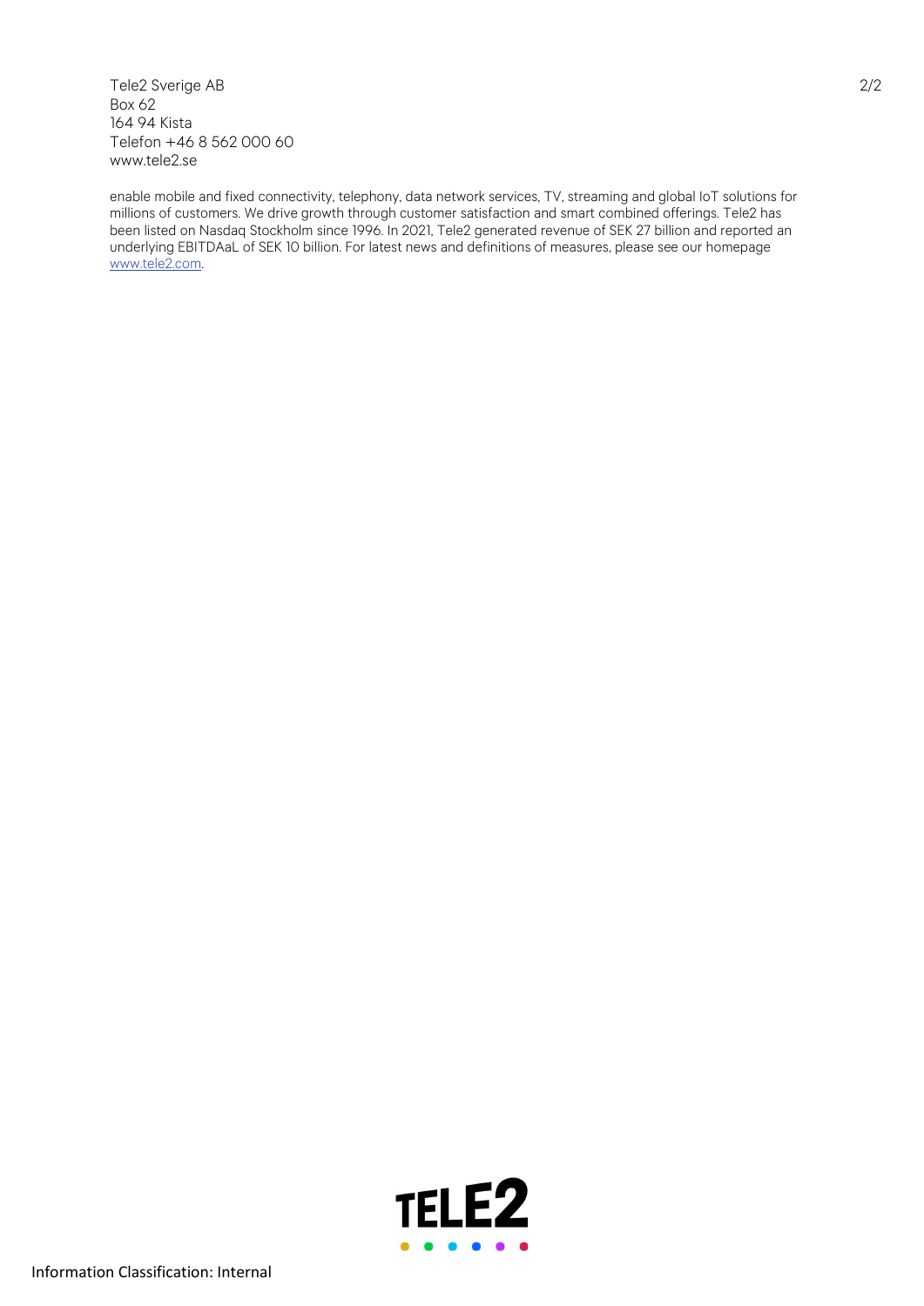Tele2 Sverige AB
Box 62
164 94 Kista
Telefon +46 8 562 000 60
www.tele2.se

enable mobile and fixed connectivity, telephony, data network services, TV, streaming and global IoT solutions for millions of customers. We drive growth through customer satisfaction and smart combined offerings. Tele2 has been listed on Nasdaq Stockholm since 1996. In 2021, Tele2 generated revenue of SEK 27 billion and reported an underlying EBITDAaL of SEK 10 billion. For latest news and definitions of measures, please see our homepage www.tele2.com.

Information Classification: Internal